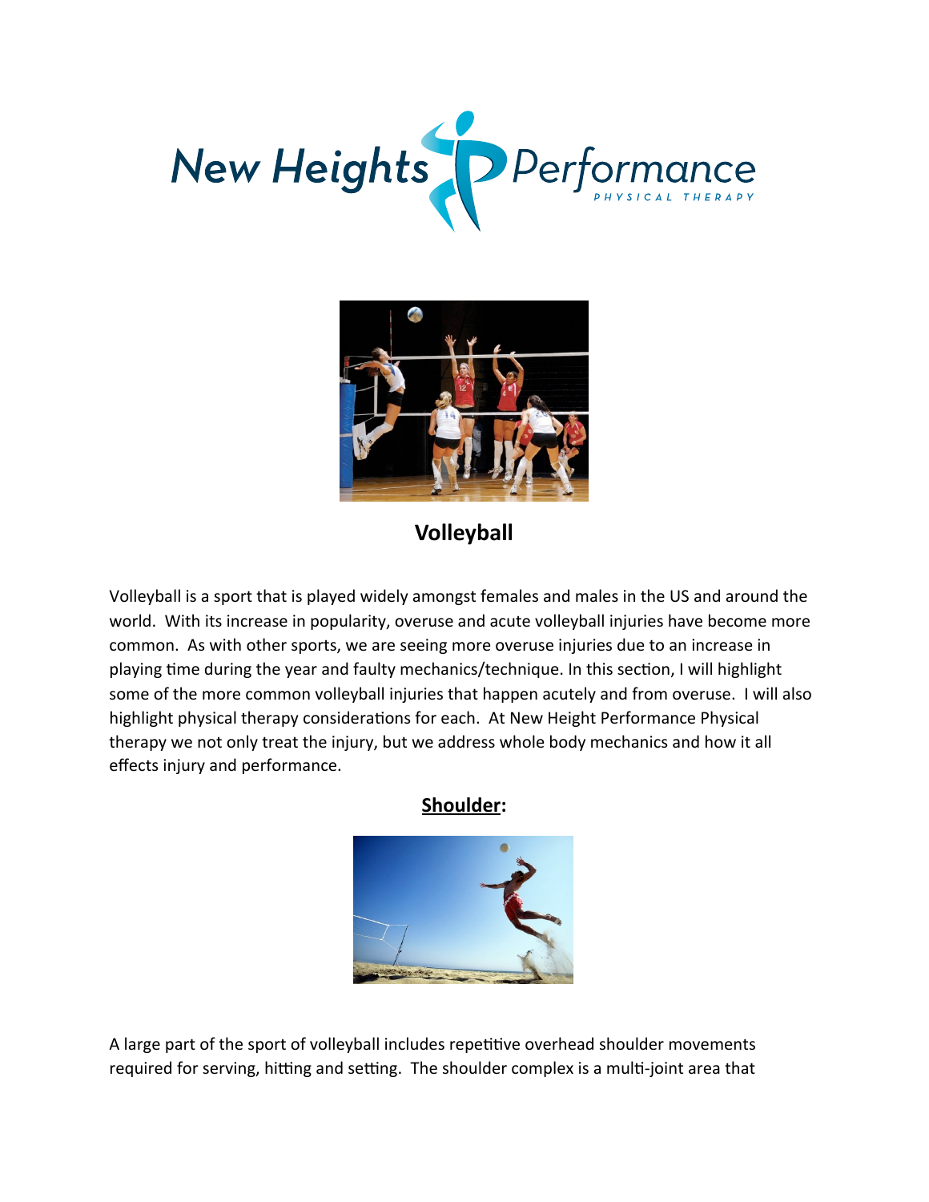New Heights Performance PHYSICAL THERAPY

# Volleyball

Volleyball is a sport that is played widely amongst females and males in the US and around the world. With its increase in popularity, overuse and acute volleyball injuries have become more common. As with other sports, we are seeing more overuse injuries due to an increase in playing time during the year and faulty mechanics/technique. In this section, I will highlight some of the more common volleyball injuries that happen acutely and from overuse. I will also highlight physical therapy considerations for each. At New Height Performance Physical therapy we not only treat the injury, but we address whole body mechanics and how it all effects injury and performance.

## **Shoulder**:

A large part of the sport of volleyball includes repetitive overhead shoulder movements required for serving, hitting and setting. The shoulder complex is a multi-joint area that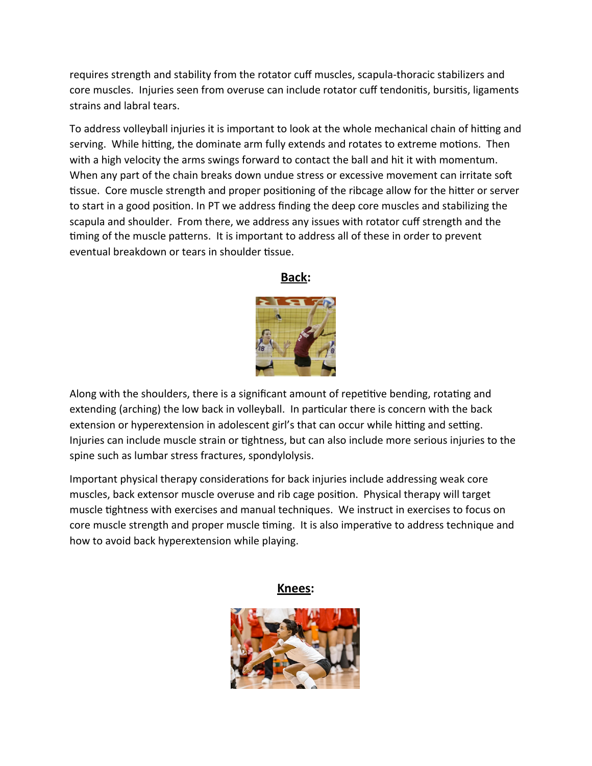requires strength and stability from the rotator cuff muscles, scapula-thoracic stabilizers and core muscles. Injuries seen from overuse can include rotator cuff tendonitis, bursitis, ligaments strains and labral tears.

To address volleyball injuries it is important to look at the whole mechanical chain of hitting and serving. While hitting, the dominate arm fully extends and rotates to extreme motions. Then with a high velocity the arms swings forward to contact the ball and hit it with momentum. When any part of the chain breaks down undue stress or excessive movement can irritate soft tissue. Core muscle strength and proper positioning of the ribcage allow for the hitter or server to start in a good position. In PT we address finding the deep core muscles and stabilizing the scapula and shoulder. From there, we address any issues with rotator cuff strength and the timing of the muscle patterns. It is important to address all of these in order to prevent eventual breakdown or tears in shoulder tissue.

## **Back**:

Along with the shoulders, there is a significant amount of repetitive bending, rotating and extending (arching) the low back in volleyball. In particular there is concern with the back extension or hyperextension in adolescent girl's that can occur while hitting and setting. Injuries can include muscle strain or tightness, but can also include more serious injuries to the spine such as lumbar stress fractures, spondylolysis.

Important physical therapy considerations for back injuries include addressing weak core muscles, back extensor muscle overuse and rib cage position. Physical therapy will target muscle tightness with exercises and manual techniques. We instruct in exercises to focus on core muscle strength and proper muscle timing. It is also imperative to address technique and how to avoid back hyperextension while playing.

## **Knees**: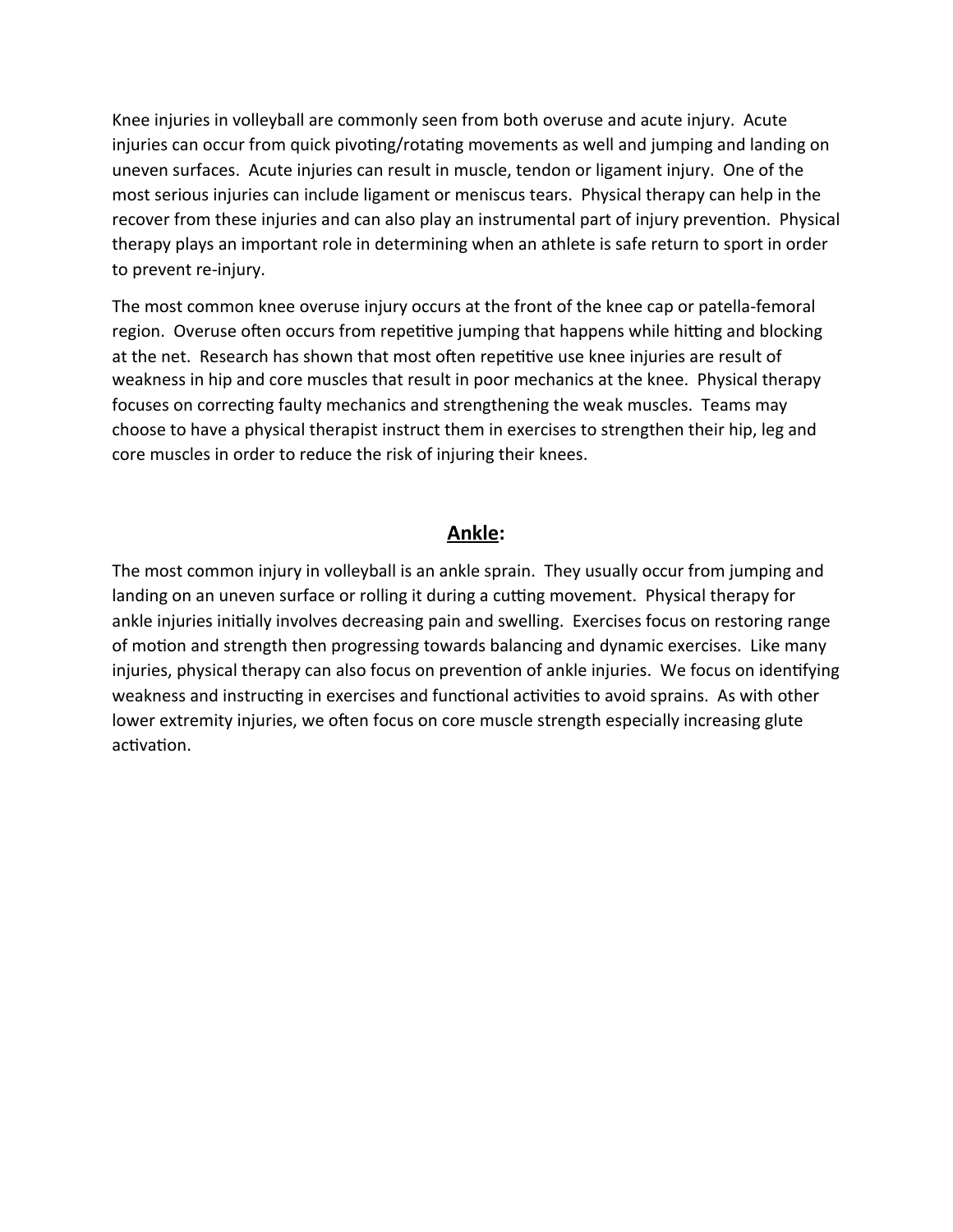Knee injuries in volleyball are commonly seen from both overuse and acute injury. Acute injuries can occur from quick pivoting/rotating movements as well and jumping and landing on uneven surfaces. Acute injuries can result in muscle, tendon or ligament injury. One of the most serious injuries can include ligament or meniscus tears. Physical therapy can help in the recover from these injuries and can also play an instrumental part of injury prevention. Physical therapy plays an important role in determining when an athlete is safe return to sport in order to prevent re-injury.

The most common knee overuse injury occurs at the front of the knee cap or patella-femoral region. Overuse often occurs from repetitive jumping that happens while hitting and blocking at the net. Research has shown that most often repetitive use knee injuries are result of weakness in hip and core muscles that result in poor mechanics at the knee. Physical therapy focuses on correcting faulty mechanics and strengthening the weak muscles. Teams may choose to have a physical therapist instruct them in exercises to strengthen their hip, leg and core muscles in order to reduce the risk of injuring their knees.

## **Ankle:**

The most common injury in volleyball is an ankle sprain. They usually occur from jumping and landing on an uneven surface or rolling it during a cutting movement. Physical therapy for ankle injuries initially involves decreasing pain and swelling. Exercises focus on restoring range of motion and strength then progressing towards balancing and dynamic exercises. Like many injuries, physical therapy can also focus on prevention of ankle injuries. We focus on identifying weakness and instructing in exercises and functional activities to avoid sprains. As with other lower extremity injuries, we often focus on core muscle strength especially increasing glute activation.